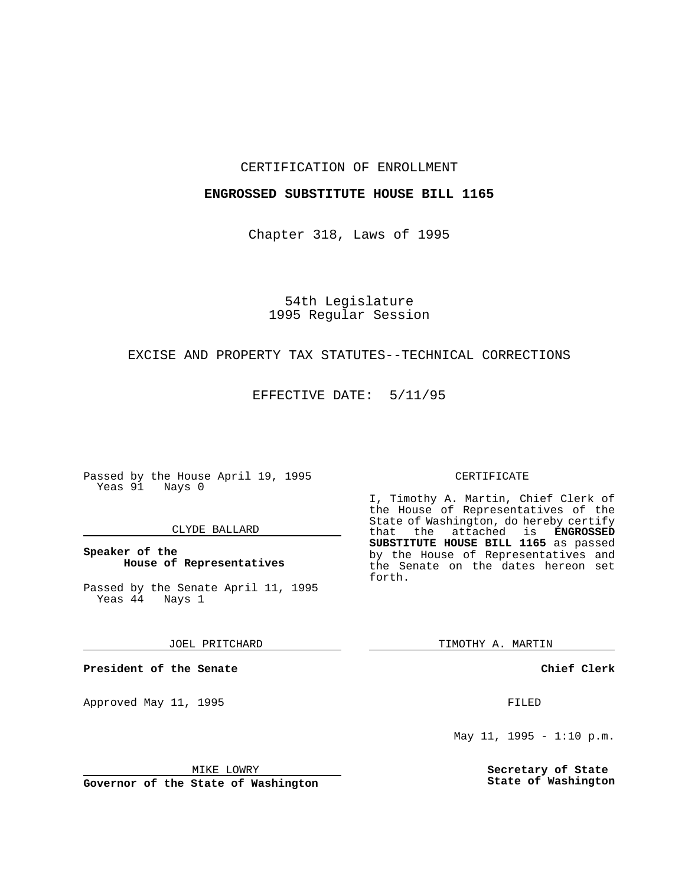CERTIFICATION OF ENROLLMENT

**ENGROSSED SUBSTITUTE HOUSE BILL 1165**

Chapter 318, Laws of 1995

54th Legislature
1995 Regular Session

EXCISE AND PROPERTY TAX STATUTES--TECHNICAL CORRECTIONS

EFFECTIVE DATE: 5/11/95

Passed by the House April 19, 1995
Yeas 91 Nays 0

CLYDE BALLARD

**Speaker of the House of Representatives**

Passed by the Senate April 11, 1995
Yeas 44 Nays 1

JOEL PRITCHARD

**President of the Senate**

Approved May 11, 1995

MIKE LOWRY

**Governor of the State of Washington**

CERTIFICATE

I, Timothy A. Martin, Chief Clerk of the House of Representatives of the State of Washington, do hereby certify that the attached is **ENGROSSED SUBSTITUTE HOUSE BILL 1165** as passed by the House of Representatives and the Senate on the dates hereon set forth.

TIMOTHY A. MARTIN

**Chief Clerk**

FILED

May 11, 1995 - 1:10 p.m.

**Secretary of State**
**State of Washington**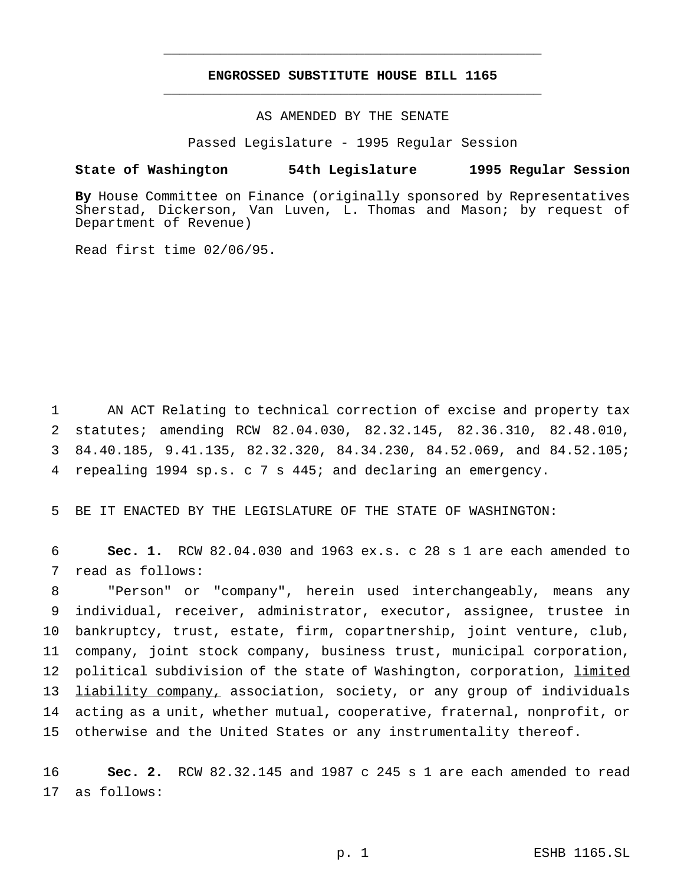# ENGROSSED SUBSTITUTE HOUSE BILL 1165

AS AMENDED BY THE SENATE

Passed Legislature - 1995 Regular Session

**State of Washington 54th Legislature 1995 Regular Session**

**By** House Committee on Finance (originally sponsored by Representatives Sherstad, Dickerson, Van Luven, L. Thomas and Mason; by request of Department of Revenue)

Read first time 02/06/95.

AN ACT Relating to technical correction of excise and property tax statutes; amending RCW 82.04.030, 82.32.145, 82.36.310, 82.48.010, 84.40.185, 9.41.135, 82.32.320, 84.34.230, 84.52.069, and 84.52.105; repealing 1994 sp.s. c 7 s 445; and declaring an emergency.

BE IT ENACTED BY THE LEGISLATURE OF THE STATE OF WASHINGTON:

**Sec. 1.** RCW 82.04.030 and 1963 ex.s. c 28 s 1 are each amended to read as follows:

"Person" or "company", herein used interchangeably, means any individual, receiver, administrator, executor, assignee, trustee in bankruptcy, trust, estate, firm, copartnership, joint venture, club, company, joint stock company, business trust, municipal corporation, political subdivision of the state of Washington, corporation, <u>limited liability company,</u> association, society, or any group of individuals acting as a unit, whether mutual, cooperative, fraternal, nonprofit, or otherwise and the United States or any instrumentality thereof.

**Sec. 2.** RCW 82.32.145 and 1987 c 245 s 1 are each amended to read as follows: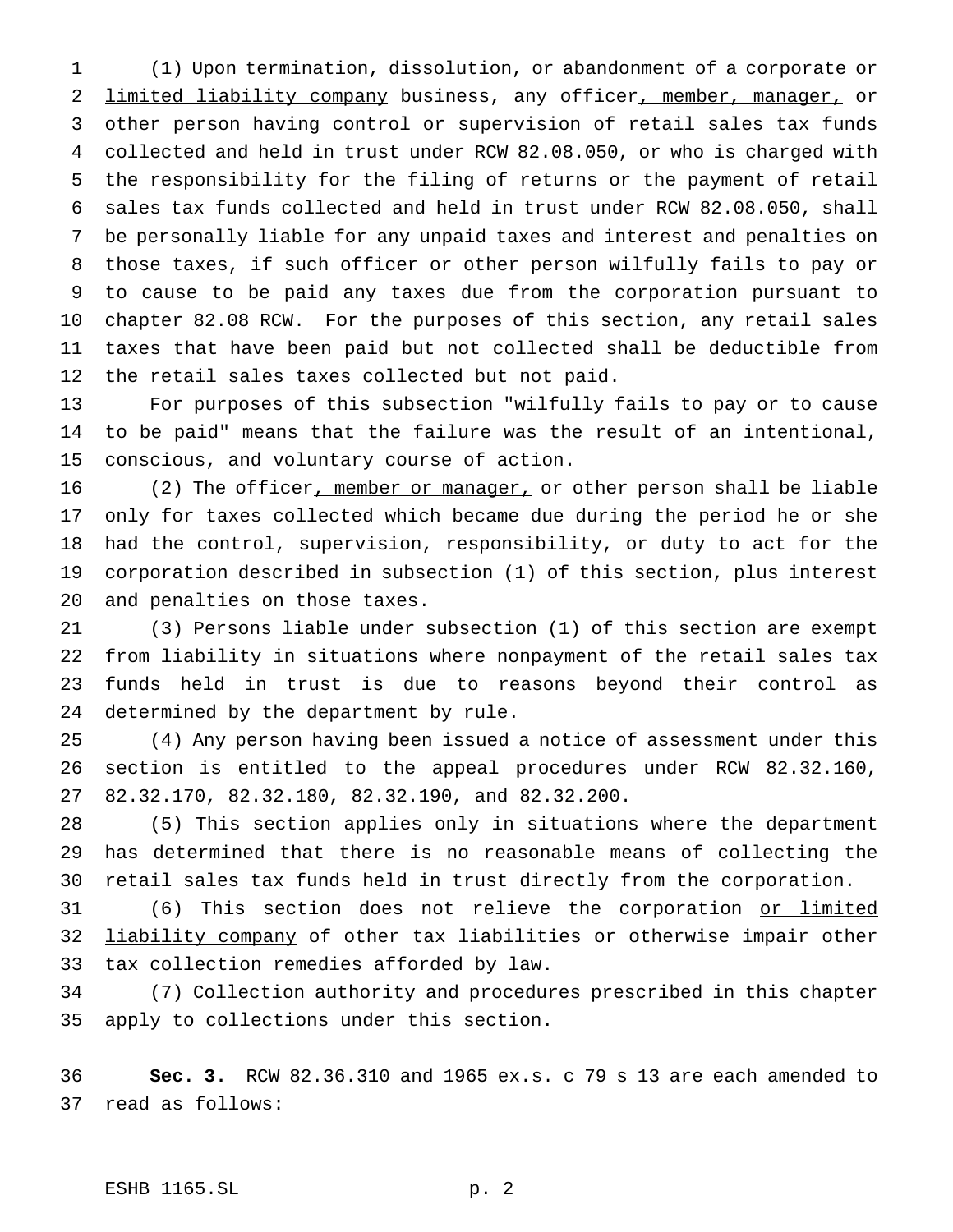(1) Upon termination, dissolution, or abandonment of a corporate or limited liability company business, any officer, member, manager, or other person having control or supervision of retail sales tax funds collected and held in trust under RCW 82.08.050, or who is charged with the responsibility for the filing of returns or the payment of retail sales tax funds collected and held in trust under RCW 82.08.050, shall be personally liable for any unpaid taxes and interest and penalties on those taxes, if such officer or other person wilfully fails to pay or to cause to be paid any taxes due from the corporation pursuant to chapter 82.08 RCW. For the purposes of this section, any retail sales taxes that have been paid but not collected shall be deductible from the retail sales taxes collected but not paid.

For purposes of this subsection "wilfully fails to pay or to cause to be paid" means that the failure was the result of an intentional, conscious, and voluntary course of action.

(2) The officer, member or manager, or other person shall be liable only for taxes collected which became due during the period he or she had the control, supervision, responsibility, or duty to act for the corporation described in subsection (1) of this section, plus interest and penalties on those taxes.

(3) Persons liable under subsection (1) of this section are exempt from liability in situations where nonpayment of the retail sales tax funds held in trust is due to reasons beyond their control as determined by the department by rule.

(4) Any person having been issued a notice of assessment under this section is entitled to the appeal procedures under RCW 82.32.160, 82.32.170, 82.32.180, 82.32.190, and 82.32.200.

(5) This section applies only in situations where the department has determined that there is no reasonable means of collecting the retail sales tax funds held in trust directly from the corporation.

(6) This section does not relieve the corporation or limited liability company of other tax liabilities or otherwise impair other tax collection remedies afforded by law.

(7) Collection authority and procedures prescribed in this chapter apply to collections under this section.

**Sec. 3.** RCW 82.36.310 and 1965 ex.s. c 79 s 13 are each amended to read as follows: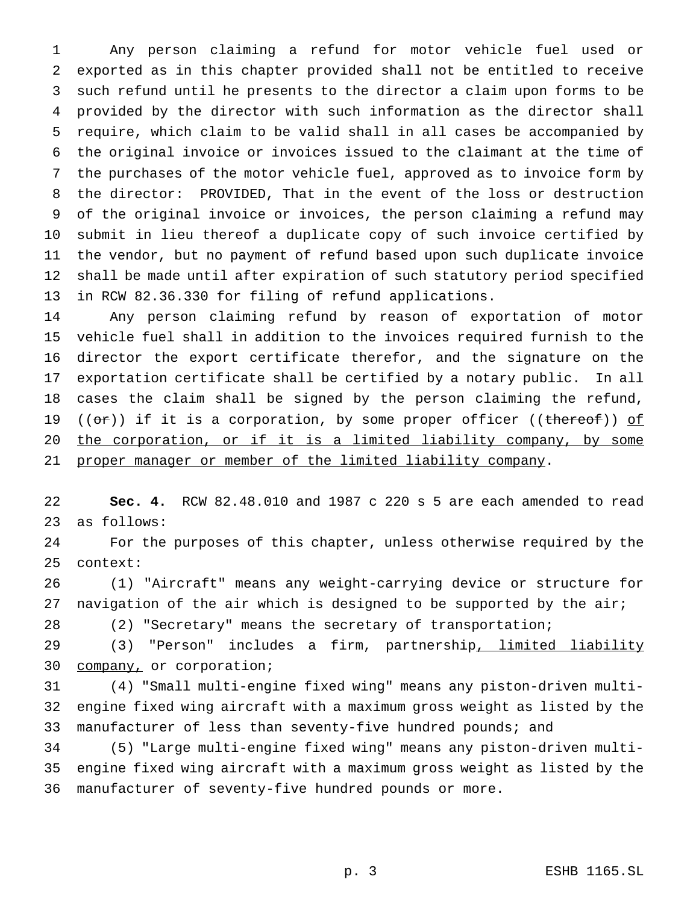Any person claiming a refund for motor vehicle fuel used or exported as in this chapter provided shall not be entitled to receive such refund until he presents to the director a claim upon forms to be provided by the director with such information as the director shall require, which claim to be valid shall in all cases be accompanied by the original invoice or invoices issued to the claimant at the time of the purchases of the motor vehicle fuel, approved as to invoice form by the director: PROVIDED, That in the event of the loss or destruction of the original invoice or invoices, the person claiming a refund may submit in lieu thereof a duplicate copy of such invoice certified by the vendor, but no payment of refund based upon such duplicate invoice shall be made until after expiration of such statutory period specified in RCW 82.36.330 for filing of refund applications.

Any person claiming refund by reason of exportation of motor vehicle fuel shall in addition to the invoices required furnish to the director the export certificate therefor, and the signature on the exportation certificate shall be certified by a notary public. In all cases the claim shall be signed by the person claiming the refund, ((~~or~~)) if it is a corporation, by some proper officer ((~~thereof~~)) of the corporation, or if it is a limited liability company, by some proper manager or member of the limited liability company.

**Sec. 4.** RCW 82.48.010 and 1987 c 220 s 5 are each amended to read as follows:

For the purposes of this chapter, unless otherwise required by the context:

(1) "Aircraft" means any weight-carrying device or structure for navigation of the air which is designed to be supported by the air;

(2) "Secretary" means the secretary of transportation;

(3) "Person" includes a firm, partnership, limited liability company, or corporation;

(4) "Small multi-engine fixed wing" means any piston-driven multi-engine fixed wing aircraft with a maximum gross weight as listed by the manufacturer of less than seventy-five hundred pounds; and

(5) "Large multi-engine fixed wing" means any piston-driven multi-engine fixed wing aircraft with a maximum gross weight as listed by the manufacturer of seventy-five hundred pounds or more.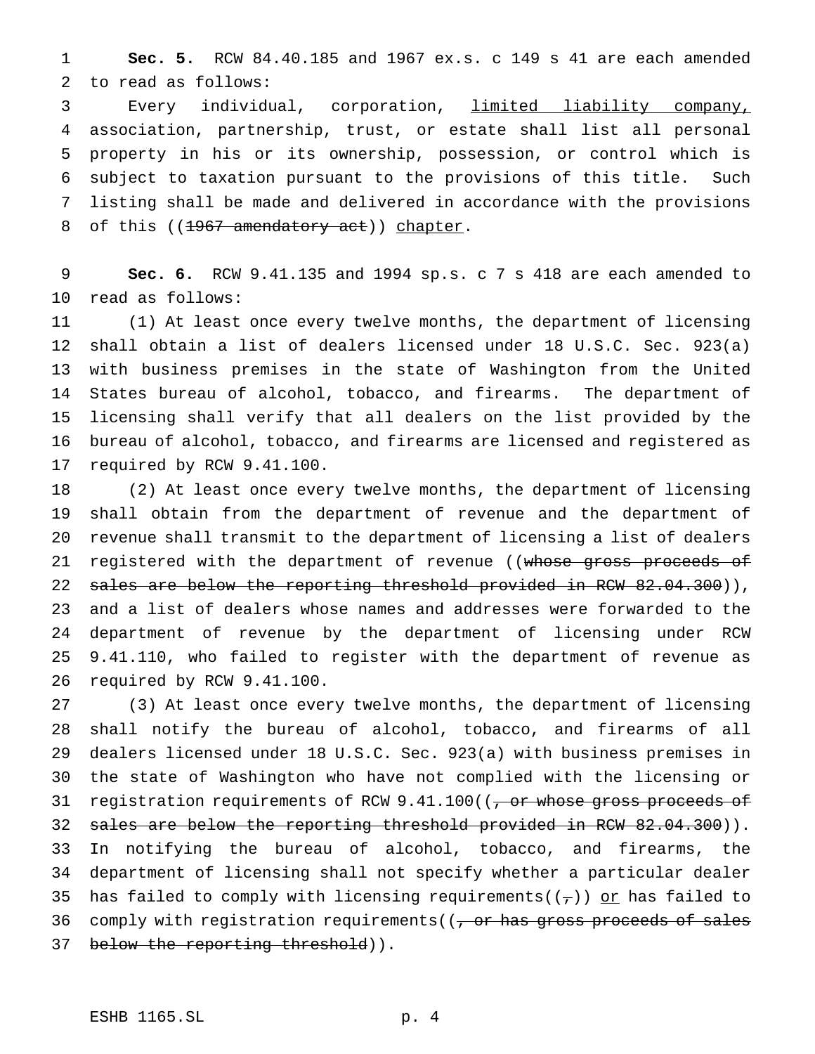**Sec. 5.** RCW 84.40.185 and 1967 ex.s. c 149 s 41 are each amended to read as follows:

Every individual, corporation, <u>limited liability company,</u> association, partnership, trust, or estate shall list all personal property in his or its ownership, possession, or control which is subject to taxation pursuant to the provisions of this title. Such listing shall be made and delivered in accordance with the provisions of this ((~~1967 amendatory act~~)) <u>chapter</u>.

**Sec. 6.** RCW 9.41.135 and 1994 sp.s. c 7 s 418 are each amended to read as follows:

(1) At least once every twelve months, the department of licensing shall obtain a list of dealers licensed under 18 U.S.C. Sec. 923(a) with business premises in the state of Washington from the United States bureau of alcohol, tobacco, and firearms. The department of licensing shall verify that all dealers on the list provided by the bureau of alcohol, tobacco, and firearms are licensed and registered as required by RCW 9.41.100.

(2) At least once every twelve months, the department of licensing shall obtain from the department of revenue and the department of revenue shall transmit to the department of licensing a list of dealers registered with the department of revenue ((~~whose gross proceeds of sales are below the reporting threshold provided in RCW 82.04.300~~)), and a list of dealers whose names and addresses were forwarded to the department of revenue by the department of licensing under RCW 9.41.110, who failed to register with the department of revenue as required by RCW 9.41.100.

(3) At least once every twelve months, the department of licensing shall notify the bureau of alcohol, tobacco, and firearms of all dealers licensed under 18 U.S.C. Sec. 923(a) with business premises in the state of Washington who have not complied with the licensing or registration requirements of RCW 9.41.100((~~, or whose gross proceeds of sales are below the reporting threshold provided in RCW 82.04.300~~)). In notifying the bureau of alcohol, tobacco, and firearms, the department of licensing shall not specify whether a particular dealer has failed to comply with licensing requirements((~~,~~)) <u>or</u> has failed to comply with registration requirements((~~, or has gross proceeds of sales below the reporting threshold~~)).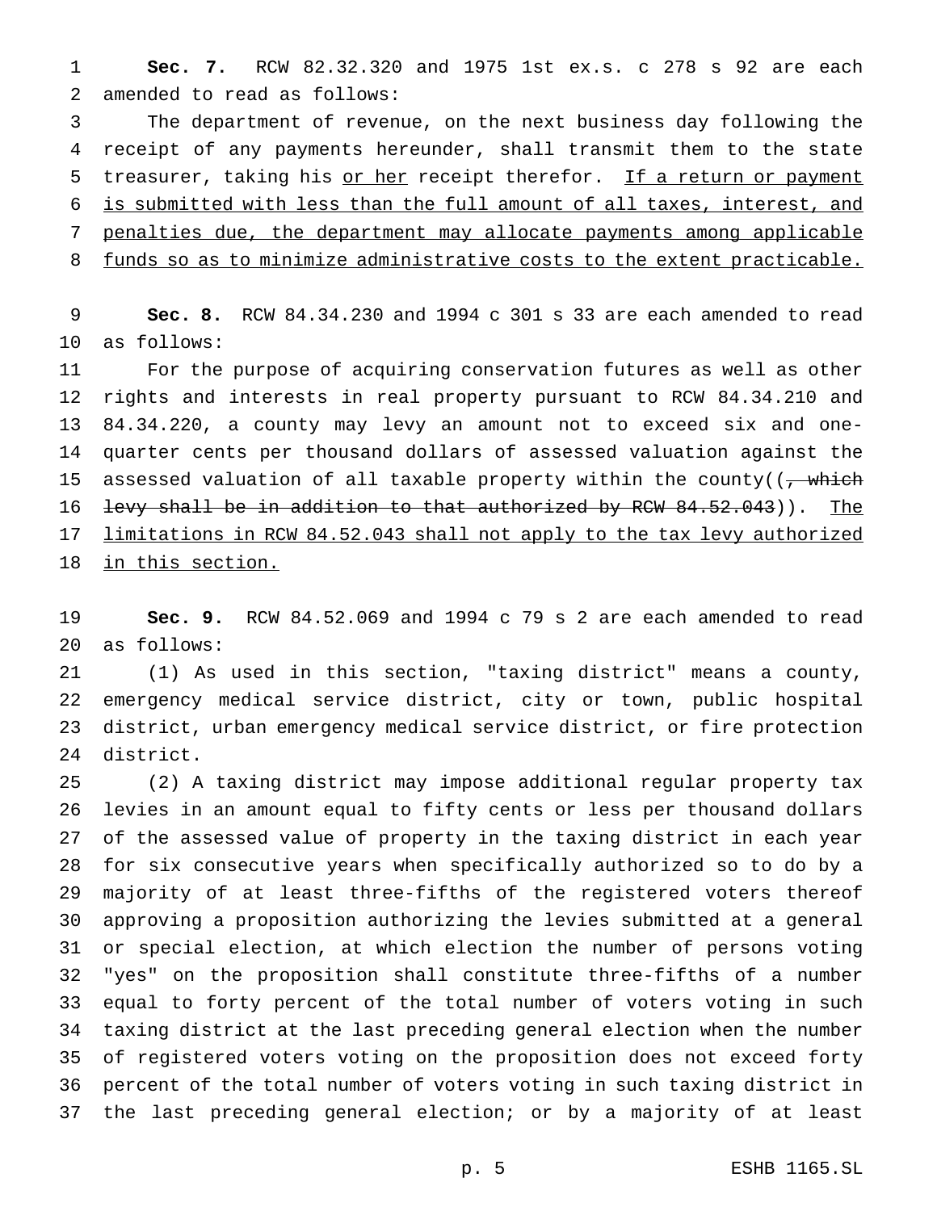**Sec. 7.** RCW 82.32.320 and 1975 1st ex.s. c 278 s 92 are each amended to read as follows:

The department of revenue, on the next business day following the receipt of any payments hereunder, shall transmit them to the state treasurer, taking his <u>or her</u> receipt therefor. <u>If a return or payment is submitted with less than the full amount of all taxes, interest, and penalties due, the department may allocate payments among applicable funds so as to minimize administrative costs to the extent practicable.</u>

**Sec. 8.** RCW 84.34.230 and 1994 c 301 s 33 are each amended to read as follows:

For the purpose of acquiring conservation futures as well as other rights and interests in real property pursuant to RCW 84.34.210 and 84.34.220, a county may levy an amount not to exceed six and one-quarter cents per thousand dollars of assessed valuation against the assessed valuation of all taxable property within the county((~~, which levy shall be in addition to that authorized by RCW 84.52.043~~)). <u>The limitations in RCW 84.52.043 shall not apply to the tax levy authorized in this section.</u>

**Sec. 9.** RCW 84.52.069 and 1994 c 79 s 2 are each amended to read as follows:

(1) As used in this section, "taxing district" means a county, emergency medical service district, city or town, public hospital district, urban emergency medical service district, or fire protection district.

(2) A taxing district may impose additional regular property tax levies in an amount equal to fifty cents or less per thousand dollars of the assessed value of property in the taxing district in each year for six consecutive years when specifically authorized so to do by a majority of at least three-fifths of the registered voters thereof approving a proposition authorizing the levies submitted at a general or special election, at which election the number of persons voting "yes" on the proposition shall constitute three-fifths of a number equal to forty percent of the total number of voters voting in such taxing district at the last preceding general election when the number of registered voters voting on the proposition does not exceed forty percent of the total number of voters voting in such taxing district in the last preceding general election; or by a majority of at least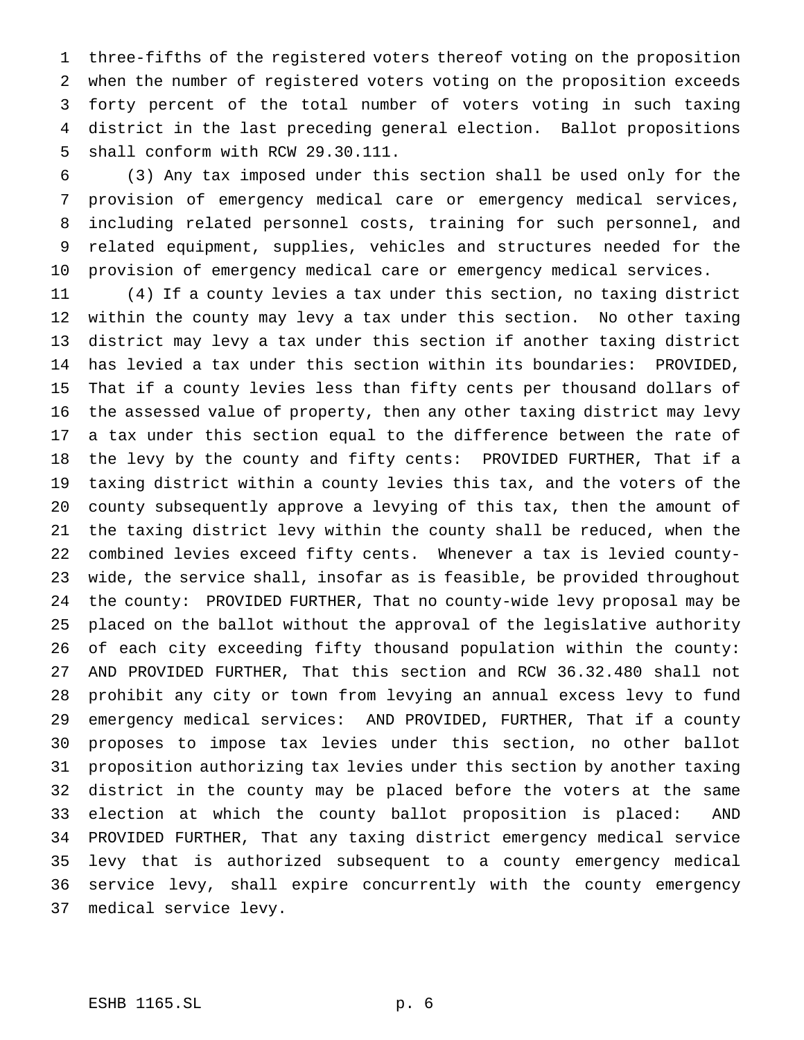three-fifths of the registered voters thereof voting on the proposition when the number of registered voters voting on the proposition exceeds forty percent of the total number of voters voting in such taxing district in the last preceding general election. Ballot propositions shall conform with RCW 29.30.111.

(3) Any tax imposed under this section shall be used only for the provision of emergency medical care or emergency medical services, including related personnel costs, training for such personnel, and related equipment, supplies, vehicles and structures needed for the provision of emergency medical care or emergency medical services.

(4) If a county levies a tax under this section, no taxing district within the county may levy a tax under this section. No other taxing district may levy a tax under this section if another taxing district has levied a tax under this section within its boundaries: PROVIDED, That if a county levies less than fifty cents per thousand dollars of the assessed value of property, then any other taxing district may levy a tax under this section equal to the difference between the rate of the levy by the county and fifty cents: PROVIDED FURTHER, That if a taxing district within a county levies this tax, and the voters of the county subsequently approve a levying of this tax, then the amount of the taxing district levy within the county shall be reduced, when the combined levies exceed fifty cents. Whenever a tax is levied county-wide, the service shall, insofar as is feasible, be provided throughout the county: PROVIDED FURTHER, That no county-wide levy proposal may be placed on the ballot without the approval of the legislative authority of each city exceeding fifty thousand population within the county: AND PROVIDED FURTHER, That this section and RCW 36.32.480 shall not prohibit any city or town from levying an annual excess levy to fund emergency medical services: AND PROVIDED, FURTHER, That if a county proposes to impose tax levies under this section, no other ballot proposition authorizing tax levies under this section by another taxing district in the county may be placed before the voters at the same election at which the county ballot proposition is placed: AND PROVIDED FURTHER, That any taxing district emergency medical service levy that is authorized subsequent to a county emergency medical service levy, shall expire concurrently with the county emergency medical service levy.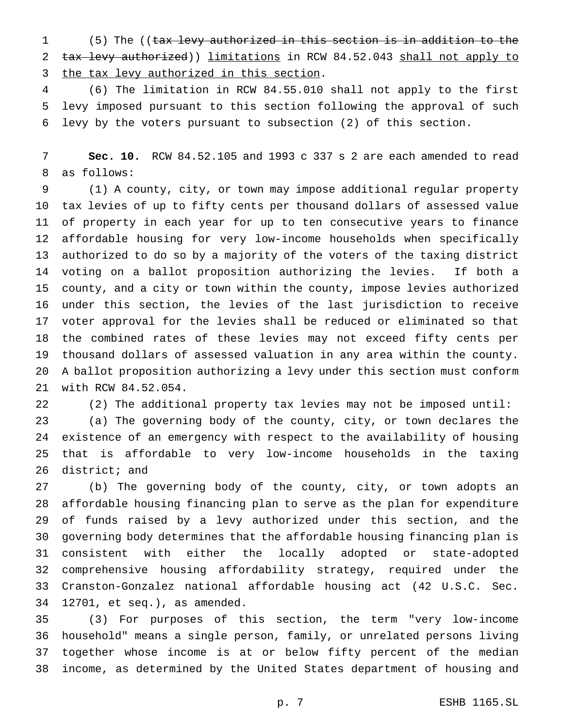(5) The ((~~tax levy authorized in this section is in addition to the tax levy authorized~~)) <u>limitations</u> in RCW 84.52.043 <u>shall not apply to the tax levy authorized in this section</u>.

(6) The limitation in RCW 84.55.010 shall not apply to the first levy imposed pursuant to this section following the approval of such levy by the voters pursuant to subsection (2) of this section.

**Sec. 10.** RCW 84.52.105 and 1993 c 337 s 2 are each amended to read as follows:

(1) A county, city, or town may impose additional regular property tax levies of up to fifty cents per thousand dollars of assessed value of property in each year for up to ten consecutive years to finance affordable housing for very low-income households when specifically authorized to do so by a majority of the voters of the taxing district voting on a ballot proposition authorizing the levies. If both a county, and a city or town within the county, impose levies authorized under this section, the levies of the last jurisdiction to receive voter approval for the levies shall be reduced or eliminated so that the combined rates of these levies may not exceed fifty cents per thousand dollars of assessed valuation in any area within the county. A ballot proposition authorizing a levy under this section must conform with RCW 84.52.054.

(2) The additional property tax levies may not be imposed until:

(a) The governing body of the county, city, or town declares the existence of an emergency with respect to the availability of housing that is affordable to very low-income households in the taxing district; and

(b) The governing body of the county, city, or town adopts an affordable housing financing plan to serve as the plan for expenditure of funds raised by a levy authorized under this section, and the governing body determines that the affordable housing financing plan is consistent with either the locally adopted or state-adopted comprehensive housing affordability strategy, required under the Cranston-Gonzalez national affordable housing act (42 U.S.C. Sec. 12701, et seq.), as amended.

(3) For purposes of this section, the term "very low-income household" means a single person, family, or unrelated persons living together whose income is at or below fifty percent of the median income, as determined by the United States department of housing and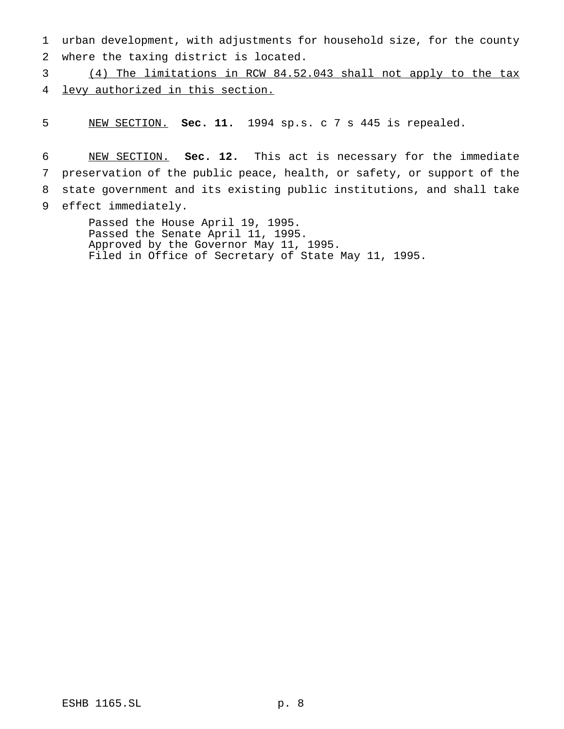urban development, with adjustments for household size, for the county where the taxing district is located.

(4) The limitations in RCW 84.52.043 shall not apply to the tax levy authorized in this section.

NEW SECTION. **Sec. 11.** 1994 sp.s. c 7 s 445 is repealed.

NEW SECTION. **Sec. 12.** This act is necessary for the immediate preservation of the public peace, health, or safety, or support of the state government and its existing public institutions, and shall take effect immediately.

Passed the House April 19, 1995.
Passed the Senate April 11, 1995.
Approved by the Governor May 11, 1995.
Filed in Office of Secretary of State May 11, 1995.